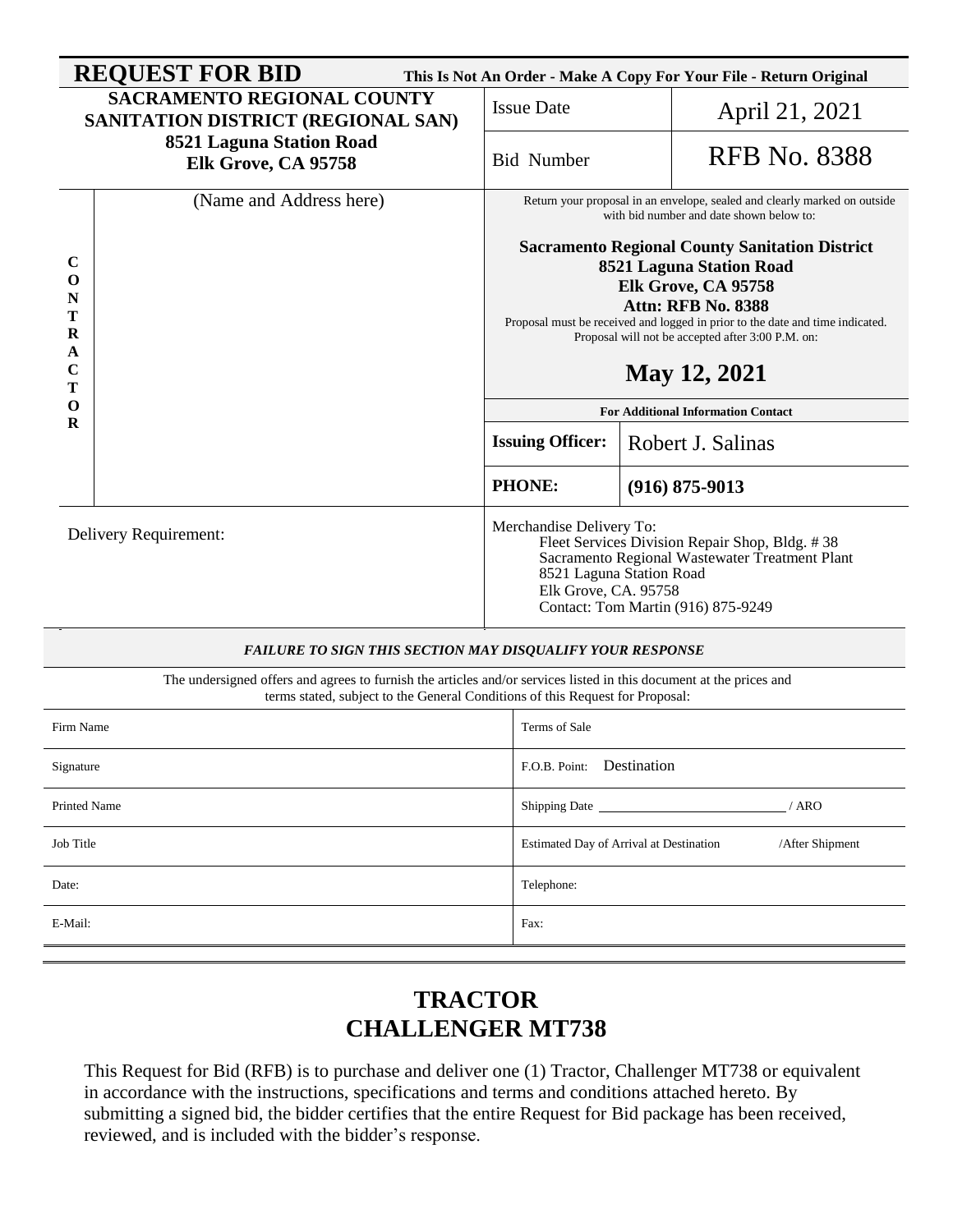# REQUEST FOR BID

**This Is Not An Order - Make A Copy For Your File - Return Original**

| **SACRAMENTO REGIONAL COUNTY SANITATION DISTRICT (REGIONAL SAN)** **8521 Laguna Station Road** **Elk Grove, CA 95758** | Issue Date | April 21, 2021 |
|---|---|---|
| | Bid Number | RFB No. 8388 |

**CONTRACTOR**

(Name and Address here)

Return your proposal in an envelope, sealed and clearly marked on outside with bid number and date shown below to:

**Sacramento Regional County Sanitation District**
**8521 Laguna Station Road**
**Elk Grove, CA 95758**
**Attn: RFB No. 8388**

Proposal must be received and logged in prior to the date and time indicated. Proposal will not be accepted after 3:00 P.M. on:

**May 12, 2021**

| **For Additional Information Contact** | |
|---|---|
| **Issuing Officer:** | Robert J. Salinas |
| **PHONE:** | **(916) 875-9013** |

| Delivery Requirement: | Merchandise Delivery To: Fleet Services Division Repair Shop, Bldg. # 38 Sacramento Regional Wastewater Treatment Plant 8521 Laguna Station Road Elk Grove, CA. 95758 Contact: Tom Martin (916) 875-9249 |
|---|---|

***FAILURE TO SIGN THIS SECTION MAY DISQUALIFY YOUR RESPONSE***

The undersigned offers and agrees to furnish the articles and/or services listed in this document at the prices and terms stated, subject to the General Conditions of this Request for Proposal:

| Firm Name | Terms of Sale |
|---|---|
| Signature | F.O.B. Point: Destination |
| Printed Name | Shipping Date ______________ / ARO |
| Job Title | Estimated Day of Arrival at Destination /After Shipment |
| Date: | Telephone: |
| E-Mail: | Fax: |

# TRACTOR
# CHALLENGER MT738

This Request for Bid (RFB) is to purchase and deliver one (1) Tractor, Challenger MT738 or equivalent in accordance with the instructions, specifications and terms and conditions attached hereto. By submitting a signed bid, the bidder certifies that the entire Request for Bid package has been received, reviewed, and is included with the bidder's response.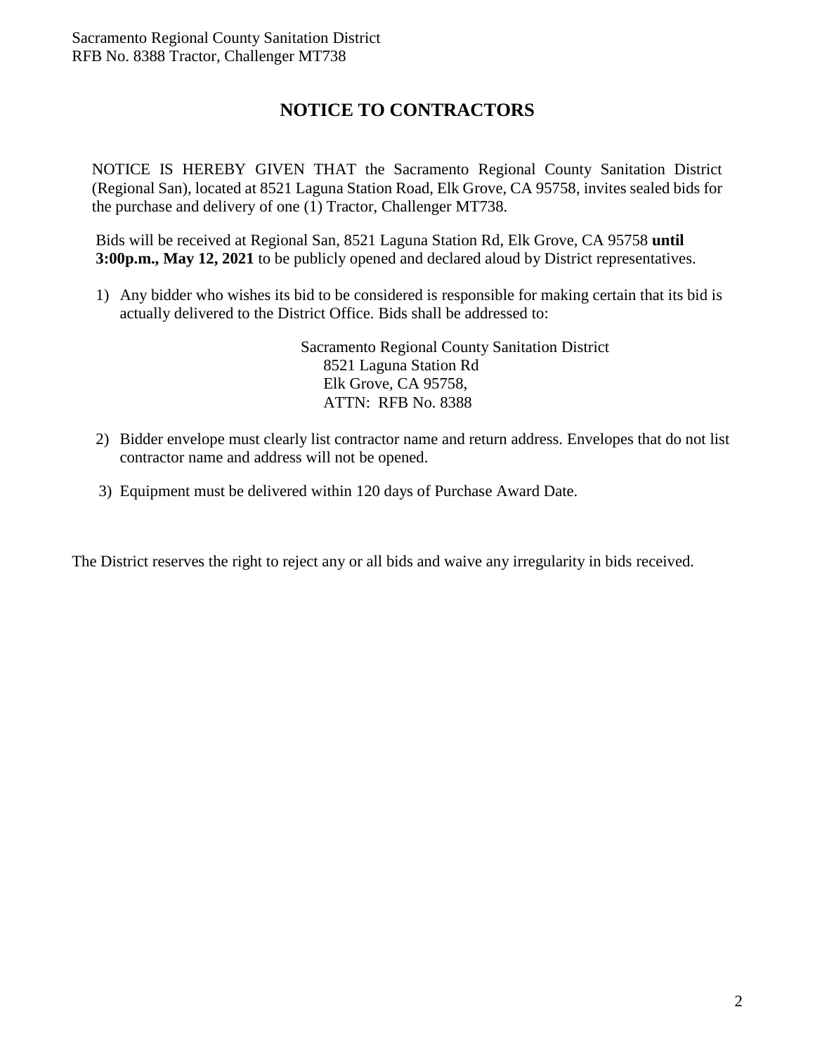# NOTICE TO CONTRACTORS

NOTICE IS HEREBY GIVEN THAT the Sacramento Regional County Sanitation District (Regional San), located at 8521 Laguna Station Road, Elk Grove, CA 95758, invites sealed bids for the purchase and delivery of one (1) Tractor, Challenger MT738.

Bids will be received at Regional San, 8521 Laguna Station Rd, Elk Grove, CA 95758 **until 3:00p.m., May 12, 2021** to be publicly opened and declared aloud by District representatives.

1) Any bidder who wishes its bid to be considered is responsible for making certain that its bid is actually delivered to the District Office. Bids shall be addressed to:

   Sacramento Regional County Sanitation District
   8521 Laguna Station Rd
   Elk Grove, CA 95758,
   ATTN: RFB No. 8388

2) Bidder envelope must clearly list contractor name and return address. Envelopes that do not list contractor name and address will not be opened.

3) Equipment must be delivered within 120 days of Purchase Award Date.

The District reserves the right to reject any or all bids and waive any irregularity in bids received.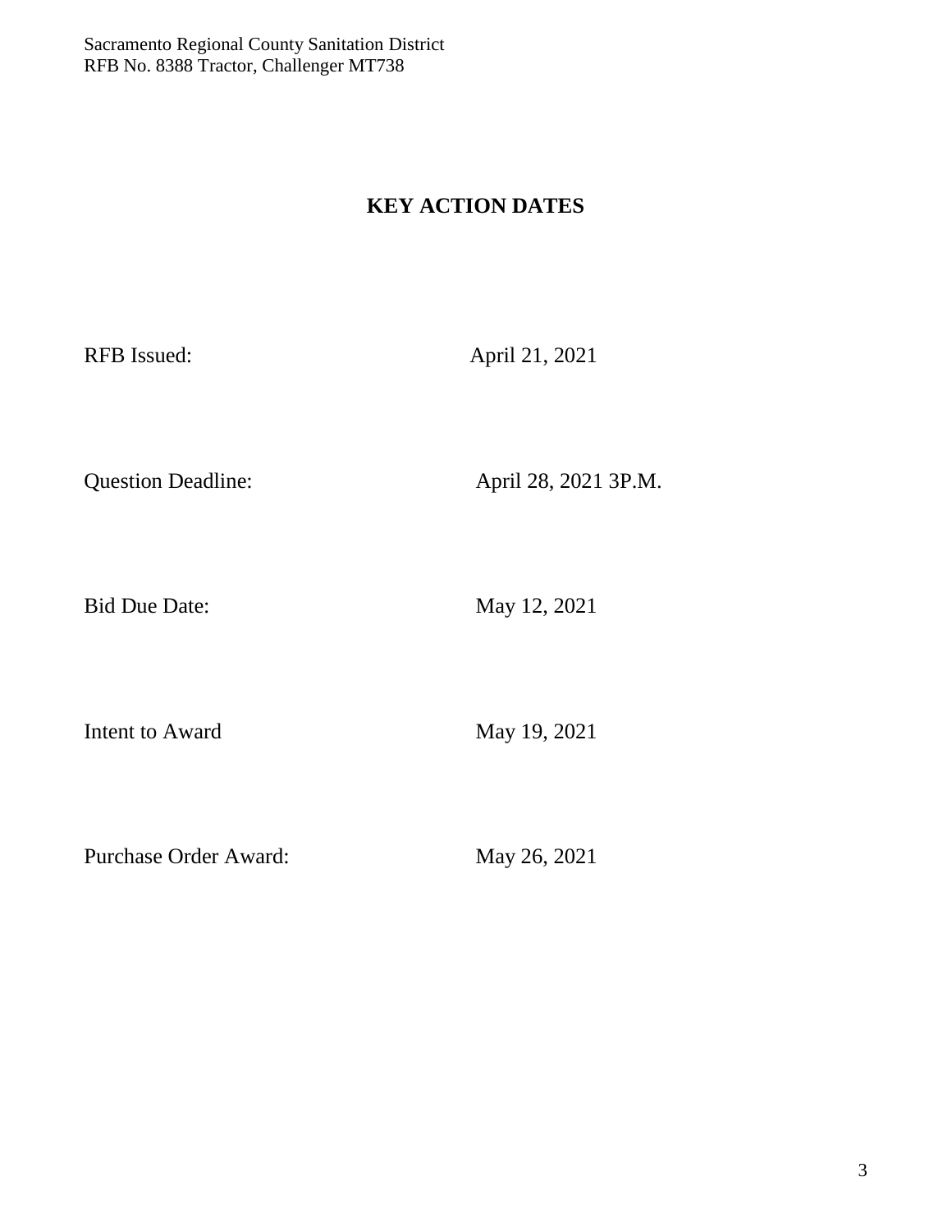## KEY ACTION DATES

| | |
|---|---|
| RFB Issued: | April 21, 2021 |
| Question Deadline: | April 28, 2021 3P.M. |
| Bid Due Date: | May 12, 2021 |
| Intent to Award | May 19, 2021 |
| Purchase Order Award: | May 26, 2021 |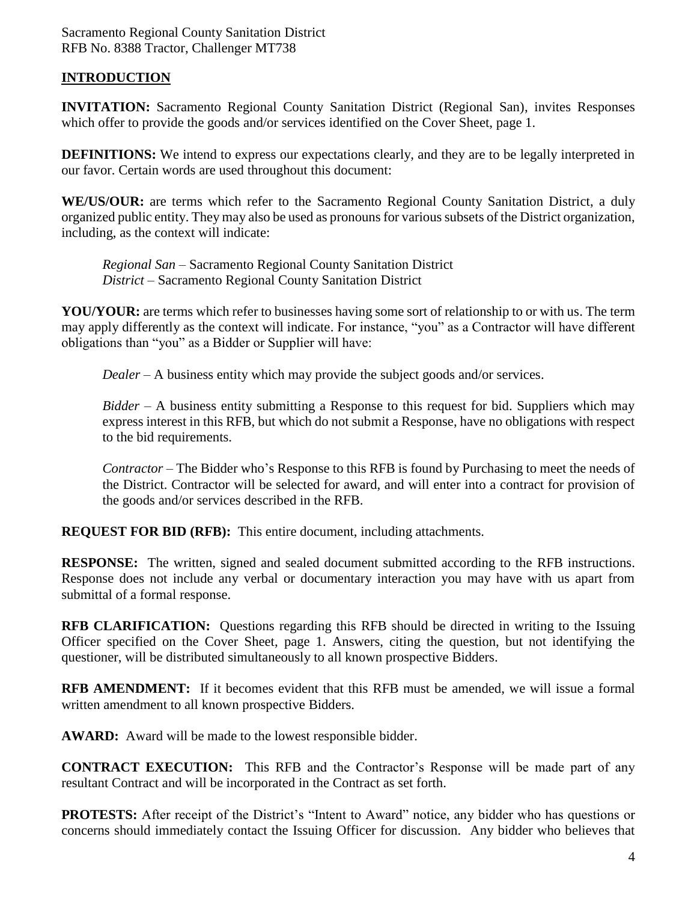## INTRODUCTION

**INVITATION:** Sacramento Regional County Sanitation District (Regional San), invites Responses which offer to provide the goods and/or services identified on the Cover Sheet, page 1.

**DEFINITIONS:** We intend to express our expectations clearly, and they are to be legally interpreted in our favor. Certain words are used throughout this document:

**WE/US/OUR:** are terms which refer to the Sacramento Regional County Sanitation District, a duly organized public entity. They may also be used as pronouns for various subsets of the District organization, including, as the context will indicate:

*Regional San* – Sacramento Regional County Sanitation District
*District* – Sacramento Regional County Sanitation District

**YOU/YOUR:** are terms which refer to businesses having some sort of relationship to or with us. The term may apply differently as the context will indicate. For instance, "you" as a Contractor will have different obligations than "you" as a Bidder or Supplier will have:

*Dealer* – A business entity which may provide the subject goods and/or services.

*Bidder* – A business entity submitting a Response to this request for bid. Suppliers which may express interest in this RFB, but which do not submit a Response, have no obligations with respect to the bid requirements.

*Contractor* – The Bidder who's Response to this RFB is found by Purchasing to meet the needs of the District. Contractor will be selected for award, and will enter into a contract for provision of the goods and/or services described in the RFB.

**REQUEST FOR BID (RFB):** This entire document, including attachments.

**RESPONSE:** The written, signed and sealed document submitted according to the RFB instructions. Response does not include any verbal or documentary interaction you may have with us apart from submittal of a formal response.

**RFB CLARIFICATION:** Questions regarding this RFB should be directed in writing to the Issuing Officer specified on the Cover Sheet, page 1. Answers, citing the question, but not identifying the questioner, will be distributed simultaneously to all known prospective Bidders.

**RFB AMENDMENT:** If it becomes evident that this RFB must be amended, we will issue a formal written amendment to all known prospective Bidders.

**AWARD:** Award will be made to the lowest responsible bidder.

**CONTRACT EXECUTION:** This RFB and the Contractor's Response will be made part of any resultant Contract and will be incorporated in the Contract as set forth.

**PROTESTS:** After receipt of the District's "Intent to Award" notice, any bidder who has questions or concerns should immediately contact the Issuing Officer for discussion. Any bidder who believes that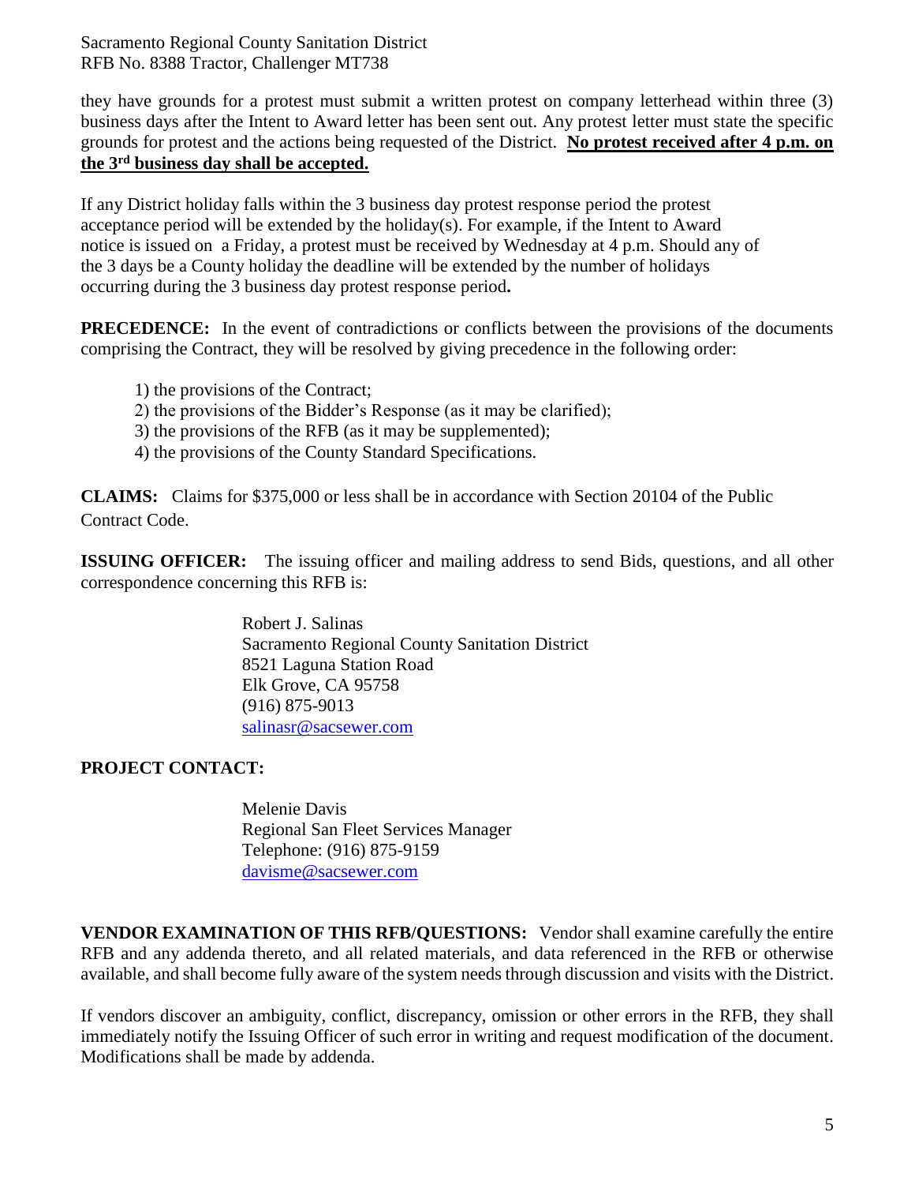they have grounds for a protest must submit a written protest on company letterhead within three (3) business days after the Intent to Award letter has been sent out. Any protest letter must state the specific grounds for protest and the actions being requested of the District. **<u>No protest received after 4 p.m. on the 3rd business day shall be accepted.</u>**

If any District holiday falls within the 3 business day protest response period the protest acceptance period will be extended by the holiday(s). For example, if the Intent to Award notice is issued on a Friday, a protest must be received by Wednesday at 4 p.m. Should any of the 3 days be a County holiday the deadline will be extended by the number of holidays occurring during the 3 business day protest response period**.**

**PRECEDENCE:** In the event of contradictions or conflicts between the provisions of the documents comprising the Contract, they will be resolved by giving precedence in the following order:

1) the provisions of the Contract;
2) the provisions of the Bidder's Response (as it may be clarified);
3) the provisions of the RFB (as it may be supplemented);
4) the provisions of the County Standard Specifications.

**CLAIMS:** Claims for $375,000 or less shall be in accordance with Section 20104 of the Public Contract Code.

**ISSUING OFFICER:** The issuing officer and mailing address to send Bids, questions, and all other correspondence concerning this RFB is:

Robert J. Salinas
Sacramento Regional County Sanitation District
8521 Laguna Station Road
Elk Grove, CA 95758
(916) 875-9013
salinasr@sacsewer.com

**PROJECT CONTACT:**

Melenie Davis
Regional San Fleet Services Manager
Telephone: (916) 875-9159
davisme@sacsewer.com

**VENDOR EXAMINATION OF THIS RFB/QUESTIONS:** Vendor shall examine carefully the entire RFB and any addenda thereto, and all related materials, and data referenced in the RFB or otherwise available, and shall become fully aware of the system needs through discussion and visits with the District.

If vendors discover an ambiguity, conflict, discrepancy, omission or other errors in the RFB, they shall immediately notify the Issuing Officer of such error in writing and request modification of the document. Modifications shall be made by addenda.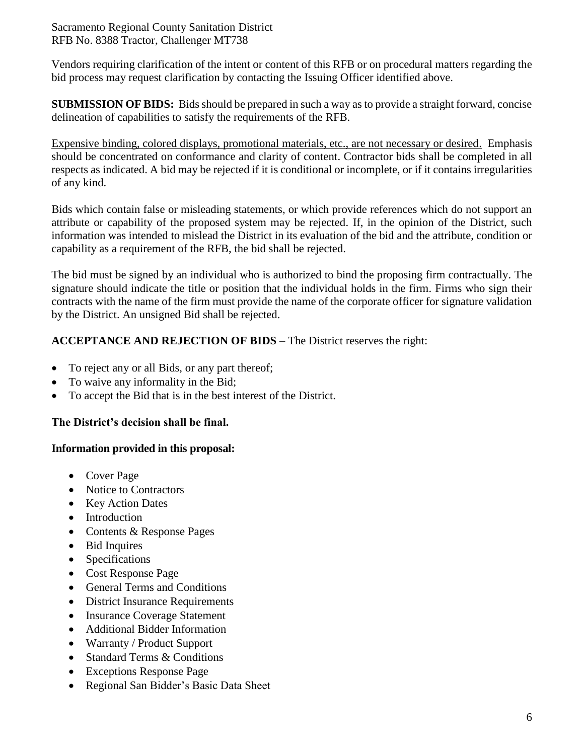Vendors requiring clarification of the intent or content of this RFB or on procedural matters regarding the bid process may request clarification by contacting the Issuing Officer identified above.

**SUBMISSION OF BIDS:** Bids should be prepared in such a way as to provide a straight forward, concise delineation of capabilities to satisfy the requirements of the RFB.

Expensive binding, colored displays, promotional materials, etc., are not necessary or desired. Emphasis should be concentrated on conformance and clarity of content. Contractor bids shall be completed in all respects as indicated. A bid may be rejected if it is conditional or incomplete, or if it contains irregularities of any kind.

Bids which contain false or misleading statements, or which provide references which do not support an attribute or capability of the proposed system may be rejected. If, in the opinion of the District, such information was intended to mislead the District in its evaluation of the bid and the attribute, condition or capability as a requirement of the RFB, the bid shall be rejected.

The bid must be signed by an individual who is authorized to bind the proposing firm contractually. The signature should indicate the title or position that the individual holds in the firm. Firms who sign their contracts with the name of the firm must provide the name of the corporate officer for signature validation by the District. An unsigned Bid shall be rejected.

**ACCEPTANCE AND REJECTION OF BIDS** – The District reserves the right:

- To reject any or all Bids, or any part thereof;
- To waive any informality in the Bid;
- To accept the Bid that is in the best interest of the District.

**The District's decision shall be final.**

**Information provided in this proposal:**

- Cover Page
- Notice to Contractors
- Key Action Dates
- Introduction
- Contents & Response Pages
- Bid Inquires
- Specifications
- Cost Response Page
- General Terms and Conditions
- District Insurance Requirements
- Insurance Coverage Statement
- Additional Bidder Information
- Warranty / Product Support
- Standard Terms & Conditions
- Exceptions Response Page
- Regional San Bidder's Basic Data Sheet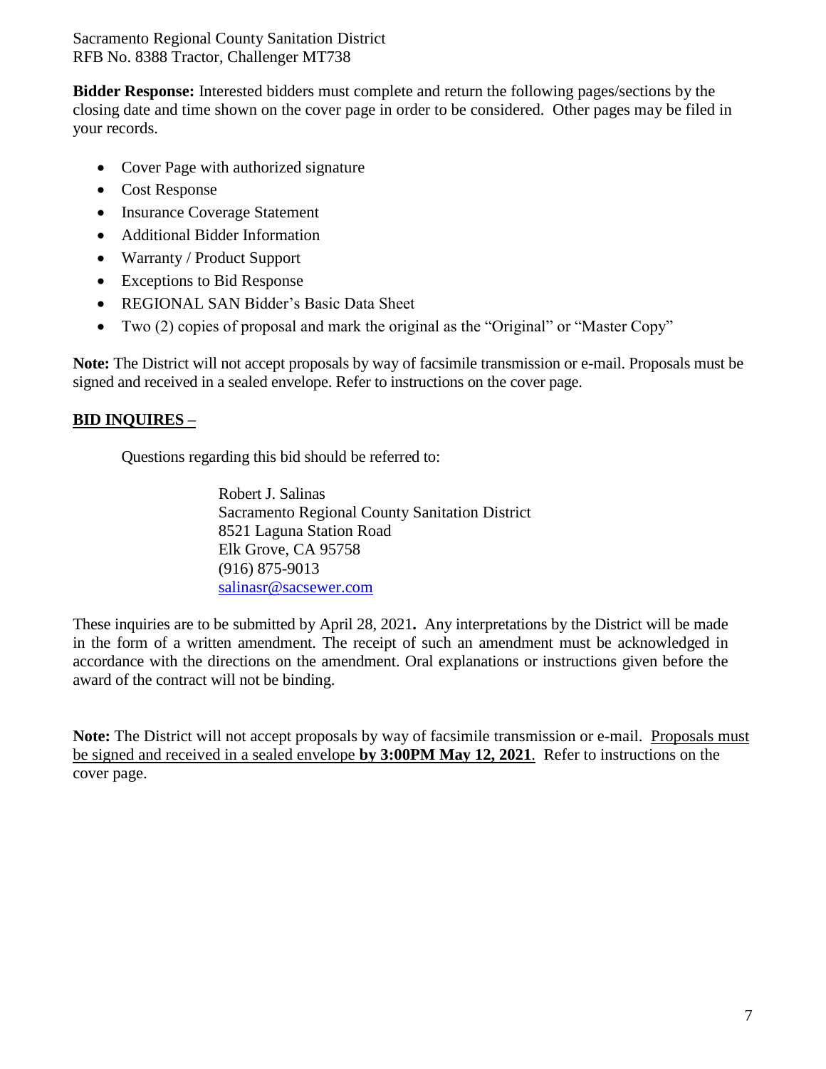Sacramento Regional County Sanitation District
RFB No. 8388 Tractor, Challenger MT738

**Bidder Response:** Interested bidders must complete and return the following pages/sections by the closing date and time shown on the cover page in order to be considered. Other pages may be filed in your records.

- Cover Page with authorized signature
- Cost Response
- Insurance Coverage Statement
- Additional Bidder Information
- Warranty / Product Support
- Exceptions to Bid Response
- REGIONAL SAN Bidder's Basic Data Sheet
- Two (2) copies of proposal and mark the original as the "Original" or "Master Copy"

**Note:** The District will not accept proposals by way of facsimile transmission or e-mail. Proposals must be signed and received in a sealed envelope. Refer to instructions on the cover page.

**BID INQUIRES –**

Questions regarding this bid should be referred to:

Robert J. Salinas
Sacramento Regional County Sanitation District
8521 Laguna Station Road
Elk Grove, CA 95758
(916) 875-9013
salinasr@sacsewer.com

These inquiries are to be submitted by April 28, 2021**.** Any interpretations by the District will be made in the form of a written amendment. The receipt of such an amendment must be acknowledged in accordance with the directions on the amendment. Oral explanations or instructions given before the award of the contract will not be binding.

**Note:** The District will not accept proposals by way of facsimile transmission or e-mail. Proposals must be signed and received in a sealed envelope **by 3:00PM May 12, 2021**. Refer to instructions on the cover page.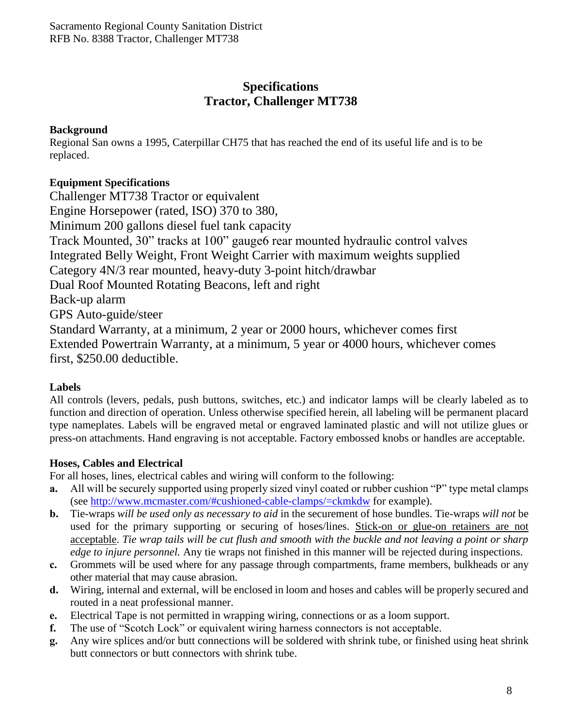## Specifications
## Tractor, Challenger MT738

**Background**

Regional San owns a 1995, Caterpillar CH75 that has reached the end of its useful life and is to be replaced.

**Equipment Specifications**

Challenger MT738 Tractor or equivalent
Engine Horsepower (rated, ISO) 370 to 380,
Minimum 200 gallons diesel fuel tank capacity
Track Mounted, 30" tracks at 100" gauge6 rear mounted hydraulic control valves
Integrated Belly Weight, Front Weight Carrier with maximum weights supplied
Category 4N/3 rear mounted, heavy-duty 3-point hitch/drawbar
Dual Roof Mounted Rotating Beacons, left and right
Back-up alarm
GPS Auto-guide/steer
Standard Warranty, at a minimum, 2 year or 2000 hours, whichever comes first
Extended Powertrain Warranty, at a minimum, 5 year or 4000 hours, whichever comes first, $250.00 deductible.

**Labels**

All controls (levers, pedals, push buttons, switches, etc.) and indicator lamps will be clearly labeled as to function and direction of operation. Unless otherwise specified herein, all labeling will be permanent placard type nameplates. Labels will be engraved metal or engraved laminated plastic and will not utilize glues or press-on attachments. Hand engraving is not acceptable. Factory embossed knobs or handles are acceptable.

**Hoses, Cables and Electrical**

For all hoses, lines, electrical cables and wiring will conform to the following:

- **a.** All will be securely supported using properly sized vinyl coated or rubber cushion "P" type metal clamps (see http://www.mcmaster.com/#cushioned-cable-clamps/=ckmkdw for example).
- **b.** Tie-wraps *will be used only as necessary to aid* in the securement of hose bundles. Tie-wraps *will not* be used for the primary supporting or securing of hoses/lines. <u>Stick-on or glue-on retainers are not acceptable</u>. *Tie wrap tails will be cut flush and smooth with the buckle and not leaving a point or sharp edge to injure personnel.* Any tie wraps not finished in this manner will be rejected during inspections.
- **c.** Grommets will be used where for any passage through compartments, frame members, bulkheads or any other material that may cause abrasion.
- **d.** Wiring, internal and external, will be enclosed in loom and hoses and cables will be properly secured and routed in a neat professional manner.
- **e.** Electrical Tape is not permitted in wrapping wiring, connections or as a loom support.
- **f.** The use of "Scotch Lock" or equivalent wiring harness connectors is not acceptable.
- **g.** Any wire splices and/or butt connections will be soldered with shrink tube, or finished using heat shrink butt connectors or butt connectors with shrink tube.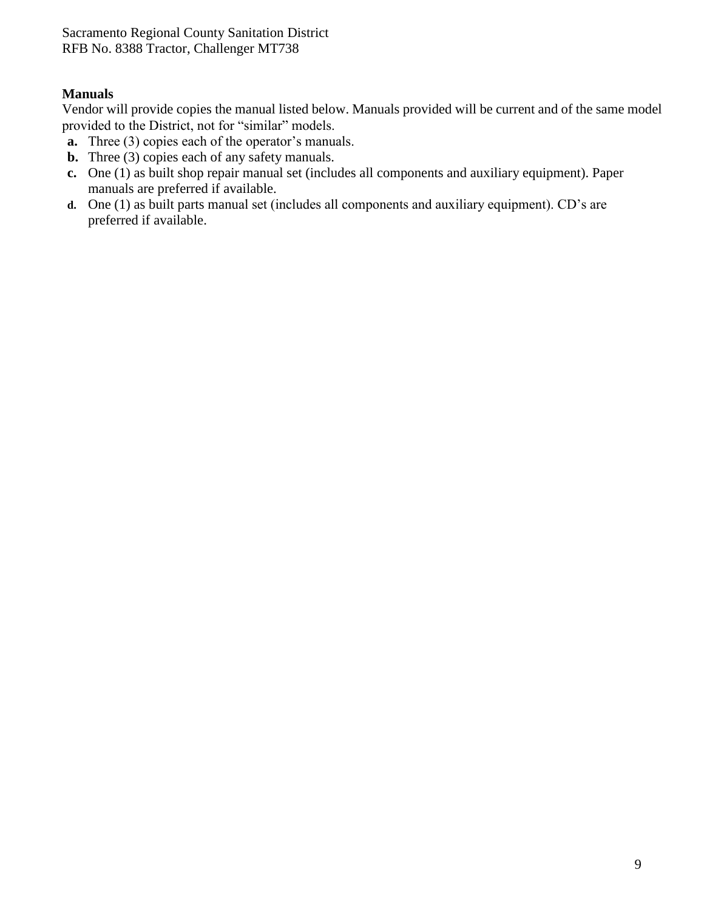**Manuals**

Vendor will provide copies the manual listed below. Manuals provided will be current and of the same model provided to the District, not for "similar" models.

- **a.** Three (3) copies each of the operator's manuals.
- **b.** Three (3) copies each of any safety manuals.
- **c.** One (1) as built shop repair manual set (includes all components and auxiliary equipment). Paper manuals are preferred if available.
- **d.** One (1) as built parts manual set (includes all components and auxiliary equipment). CD's are preferred if available.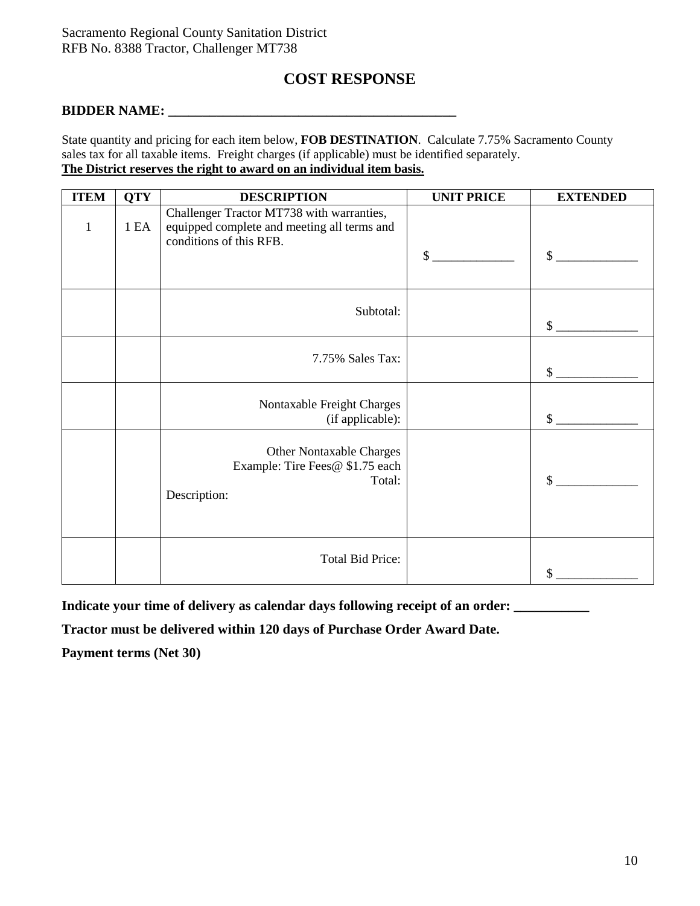Sacramento Regional County Sanitation District
RFB No. 8388 Tractor, Challenger MT738

# COST RESPONSE

**BIDDER NAME: ___________________________________________**

State quantity and pricing for each item below, **FOB DESTINATION**. Calculate 7.75% Sacramento County sales tax for all taxable items. Freight charges (if applicable) must be identified separately.
**The District reserves the right to award on an individual item basis.**

| ITEM | QTY | DESCRIPTION | UNIT PRICE | EXTENDED |
|---|---|---|---|---|
| 1 | 1 EA | Challenger Tractor MT738 with warranties, equipped complete and meeting all terms and conditions of this RFB. | $ _____________ | $ _____________ |
| | | Subtotal: | | $ _____________ |
| | | 7.75% Sales Tax: | | $ _____________ |
| | | Nontaxable Freight Charges (if applicable): | | $ _____________ |
| | | Other Nontaxable Charges Example: Tire Fees@ $1.75 each Total: Description: | | $ _____________ |
| | | Total Bid Price: | | $ _____________ |

**Indicate your time of delivery as calendar days following receipt of an order: ___________**

**Tractor must be delivered within 120 days of Purchase Order Award Date.**

**Payment terms (Net 30)**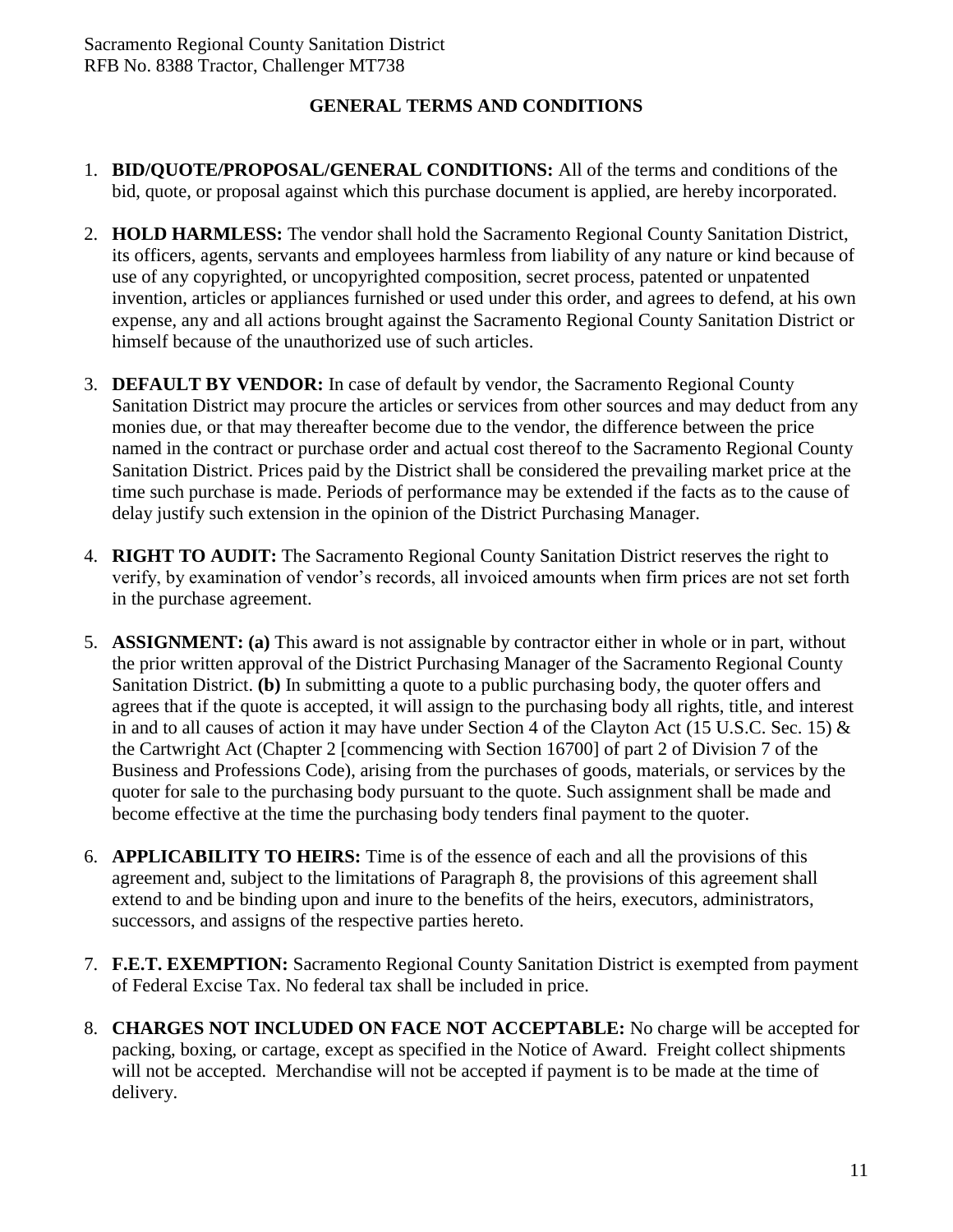## GENERAL TERMS AND CONDITIONS

1. **BID/QUOTE/PROPOSAL/GENERAL CONDITIONS:** All of the terms and conditions of the bid, quote, or proposal against which this purchase document is applied, are hereby incorporated.

2. **HOLD HARMLESS:** The vendor shall hold the Sacramento Regional County Sanitation District, its officers, agents, servants and employees harmless from liability of any nature or kind because of use of any copyrighted, or uncopyrighted composition, secret process, patented or unpatented invention, articles or appliances furnished or used under this order, and agrees to defend, at his own expense, any and all actions brought against the Sacramento Regional County Sanitation District or himself because of the unauthorized use of such articles.

3. **DEFAULT BY VENDOR:** In case of default by vendor, the Sacramento Regional County Sanitation District may procure the articles or services from other sources and may deduct from any monies due, or that may thereafter become due to the vendor, the difference between the price named in the contract or purchase order and actual cost thereof to the Sacramento Regional County Sanitation District. Prices paid by the District shall be considered the prevailing market price at the time such purchase is made. Periods of performance may be extended if the facts as to the cause of delay justify such extension in the opinion of the District Purchasing Manager.

4. **RIGHT TO AUDIT:** The Sacramento Regional County Sanitation District reserves the right to verify, by examination of vendor's records, all invoiced amounts when firm prices are not set forth in the purchase agreement.

5. **ASSIGNMENT: (a)** This award is not assignable by contractor either in whole or in part, without the prior written approval of the District Purchasing Manager of the Sacramento Regional County Sanitation District. **(b)** In submitting a quote to a public purchasing body, the quoter offers and agrees that if the quote is accepted, it will assign to the purchasing body all rights, title, and interest in and to all causes of action it may have under Section 4 of the Clayton Act (15 U.S.C. Sec. 15) & the Cartwright Act (Chapter 2 [commencing with Section 16700] of part 2 of Division 7 of the Business and Professions Code), arising from the purchases of goods, materials, or services by the quoter for sale to the purchasing body pursuant to the quote. Such assignment shall be made and become effective at the time the purchasing body tenders final payment to the quoter.

6. **APPLICABILITY TO HEIRS:** Time is of the essence of each and all the provisions of this agreement and, subject to the limitations of Paragraph 8, the provisions of this agreement shall extend to and be binding upon and inure to the benefits of the heirs, executors, administrators, successors, and assigns of the respective parties hereto.

7. **F.E.T. EXEMPTION:** Sacramento Regional County Sanitation District is exempted from payment of Federal Excise Tax. No federal tax shall be included in price.

8. **CHARGES NOT INCLUDED ON FACE NOT ACCEPTABLE:** No charge will be accepted for packing, boxing, or cartage, except as specified in the Notice of Award. Freight collect shipments will not be accepted. Merchandise will not be accepted if payment is to be made at the time of delivery.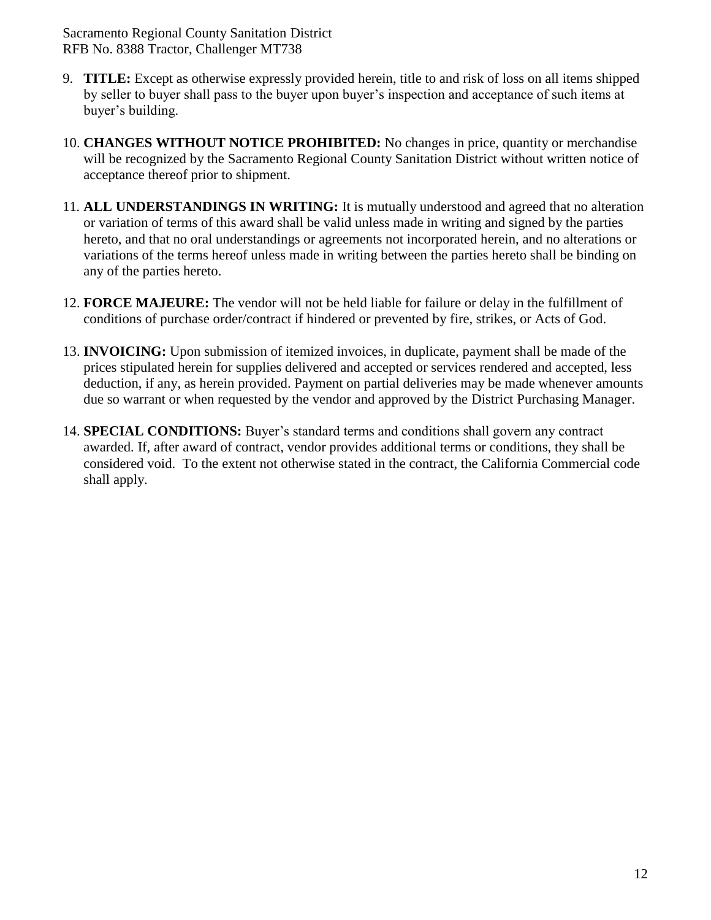9. **TITLE:** Except as otherwise expressly provided herein, title to and risk of loss on all items shipped by seller to buyer shall pass to the buyer upon buyer's inspection and acceptance of such items at buyer's building.

10. **CHANGES WITHOUT NOTICE PROHIBITED:** No changes in price, quantity or merchandise will be recognized by the Sacramento Regional County Sanitation District without written notice of acceptance thereof prior to shipment.

11. **ALL UNDERSTANDINGS IN WRITING:** It is mutually understood and agreed that no alteration or variation of terms of this award shall be valid unless made in writing and signed by the parties hereto, and that no oral understandings or agreements not incorporated herein, and no alterations or variations of the terms hereof unless made in writing between the parties hereto shall be binding on any of the parties hereto.

12. **FORCE MAJEURE:** The vendor will not be held liable for failure or delay in the fulfillment of conditions of purchase order/contract if hindered or prevented by fire, strikes, or Acts of God.

13. **INVOICING:** Upon submission of itemized invoices, in duplicate, payment shall be made of the prices stipulated herein for supplies delivered and accepted or services rendered and accepted, less deduction, if any, as herein provided. Payment on partial deliveries may be made whenever amounts due so warrant or when requested by the vendor and approved by the District Purchasing Manager.

14. **SPECIAL CONDITIONS:** Buyer's standard terms and conditions shall govern any contract awarded. If, after award of contract, vendor provides additional terms or conditions, they shall be considered void. To the extent not otherwise stated in the contract, the California Commercial code shall apply.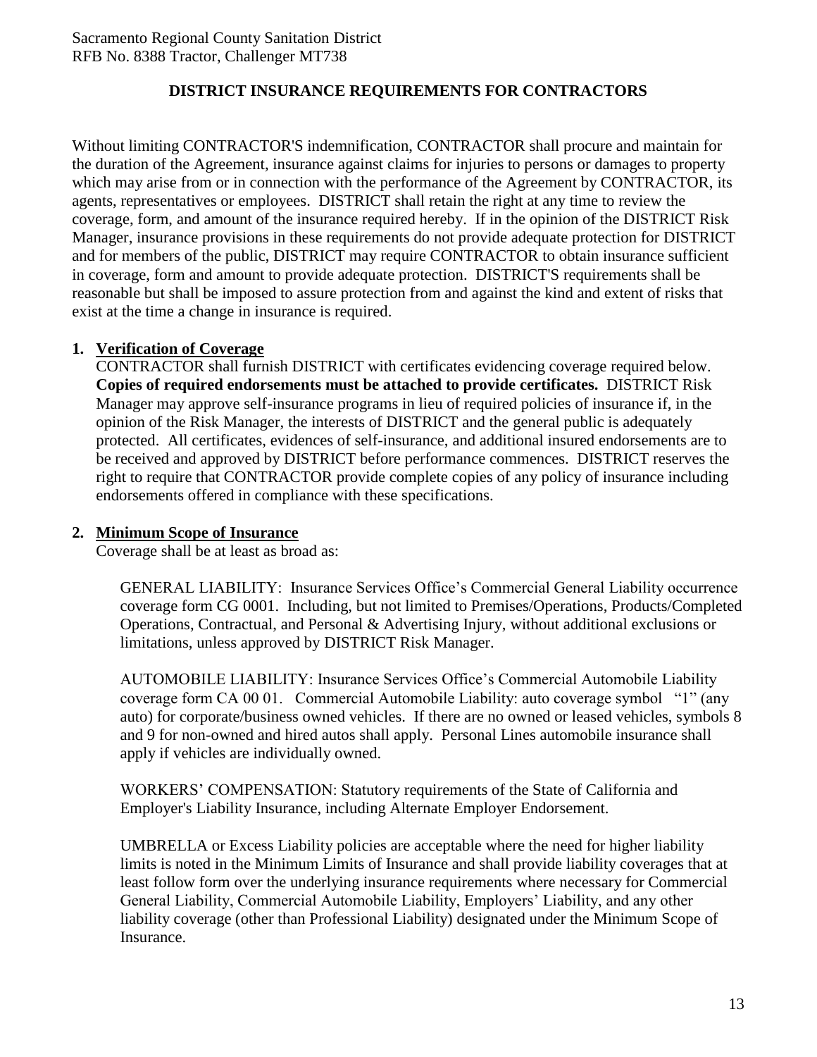# DISTRICT INSURANCE REQUIREMENTS FOR CONTRACTORS

Without limiting CONTRACTOR'S indemnification, CONTRACTOR shall procure and maintain for the duration of the Agreement, insurance against claims for injuries to persons or damages to property which may arise from or in connection with the performance of the Agreement by CONTRACTOR, its agents, representatives or employees. DISTRICT shall retain the right at any time to review the coverage, form, and amount of the insurance required hereby. If in the opinion of the DISTRICT Risk Manager, insurance provisions in these requirements do not provide adequate protection for DISTRICT and for members of the public, DISTRICT may require CONTRACTOR to obtain insurance sufficient in coverage, form and amount to provide adequate protection. DISTRICT'S requirements shall be reasonable but shall be imposed to assure protection from and against the kind and extent of risks that exist at the time a change in insurance is required.

1. **Verification of Coverage**

   CONTRACTOR shall furnish DISTRICT with certificates evidencing coverage required below. **Copies of required endorsements must be attached to provide certificates.** DISTRICT Risk Manager may approve self-insurance programs in lieu of required policies of insurance if, in the opinion of the Risk Manager, the interests of DISTRICT and the general public is adequately protected. All certificates, evidences of self-insurance, and additional insured endorsements are to be received and approved by DISTRICT before performance commences. DISTRICT reserves the right to require that CONTRACTOR provide complete copies of any policy of insurance including endorsements offered in compliance with these specifications.

2. **Minimum Scope of Insurance**

   Coverage shall be at least as broad as:

   GENERAL LIABILITY: Insurance Services Office's Commercial General Liability occurrence coverage form CG 0001. Including, but not limited to Premises/Operations, Products/Completed Operations, Contractual, and Personal & Advertising Injury, without additional exclusions or limitations, unless approved by DISTRICT Risk Manager.

   AUTOMOBILE LIABILITY: Insurance Services Office's Commercial Automobile Liability coverage form CA 00 01. Commercial Automobile Liability: auto coverage symbol "1" (any auto) for corporate/business owned vehicles. If there are no owned or leased vehicles, symbols 8 and 9 for non-owned and hired autos shall apply. Personal Lines automobile insurance shall apply if vehicles are individually owned.

   WORKERS' COMPENSATION: Statutory requirements of the State of California and Employer's Liability Insurance, including Alternate Employer Endorsement.

   UMBRELLA or Excess Liability policies are acceptable where the need for higher liability limits is noted in the Minimum Limits of Insurance and shall provide liability coverages that at least follow form over the underlying insurance requirements where necessary for Commercial General Liability, Commercial Automobile Liability, Employers' Liability, and any other liability coverage (other than Professional Liability) designated under the Minimum Scope of Insurance.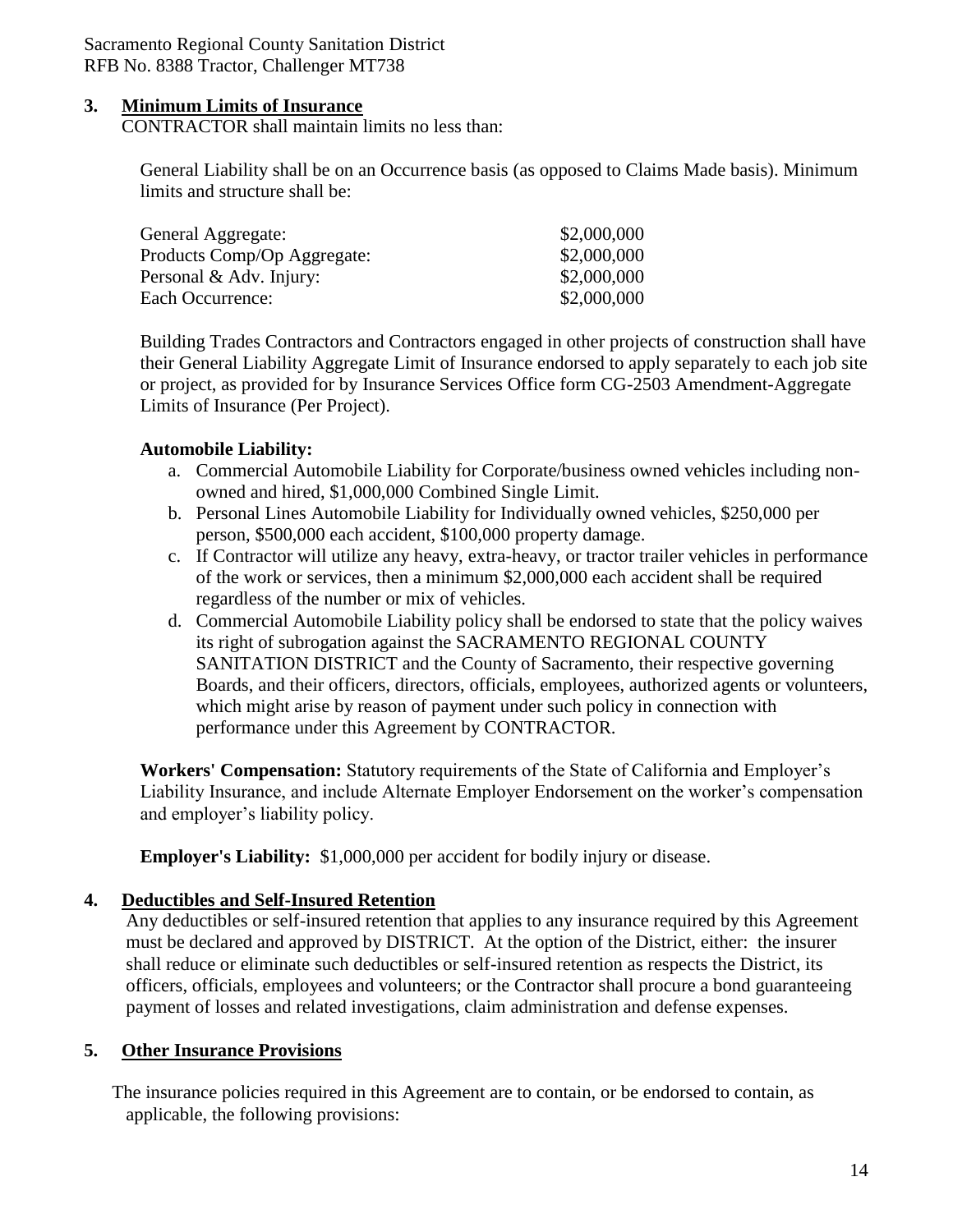**3. Minimum Limits of Insurance**

CONTRACTOR shall maintain limits no less than:

General Liability shall be on an Occurrence basis (as opposed to Claims Made basis). Minimum limits and structure shall be:

| | |
|---|---|
| General Aggregate: | \$2,000,000 |
| Products Comp/Op Aggregate: | \$2,000,000 |
| Personal & Adv. Injury: | \$2,000,000 |
| Each Occurrence: | \$2,000,000 |

Building Trades Contractors and Contractors engaged in other projects of construction shall have their General Liability Aggregate Limit of Insurance endorsed to apply separately to each job site or project, as provided for by Insurance Services Office form CG-2503 Amendment-Aggregate Limits of Insurance (Per Project).

**Automobile Liability:**

a. Commercial Automobile Liability for Corporate/business owned vehicles including non-owned and hired, \$1,000,000 Combined Single Limit.
b. Personal Lines Automobile Liability for Individually owned vehicles, \$250,000 per person, \$500,000 each accident, \$100,000 property damage.
c. If Contractor will utilize any heavy, extra-heavy, or tractor trailer vehicles in performance of the work or services, then a minimum \$2,000,000 each accident shall be required regardless of the number or mix of vehicles.
d. Commercial Automobile Liability policy shall be endorsed to state that the policy waives its right of subrogation against the SACRAMENTO REGIONAL COUNTY SANITATION DISTRICT and the County of Sacramento, their respective governing Boards, and their officers, directors, officials, employees, authorized agents or volunteers, which might arise by reason of payment under such policy in connection with performance under this Agreement by CONTRACTOR.

**Workers' Compensation:** Statutory requirements of the State of California and Employer's Liability Insurance, and include Alternate Employer Endorsement on the worker's compensation and employer's liability policy.

**Employer's Liability:** \$1,000,000 per accident for bodily injury or disease.

**4. Deductibles and Self-Insured Retention**

Any deductibles or self-insured retention that applies to any insurance required by this Agreement must be declared and approved by DISTRICT. At the option of the District, either: the insurer shall reduce or eliminate such deductibles or self-insured retention as respects the District, its officers, officials, employees and volunteers; or the Contractor shall procure a bond guaranteeing payment of losses and related investigations, claim administration and defense expenses.

**5. Other Insurance Provisions**

The insurance policies required in this Agreement are to contain, or be endorsed to contain, as applicable, the following provisions: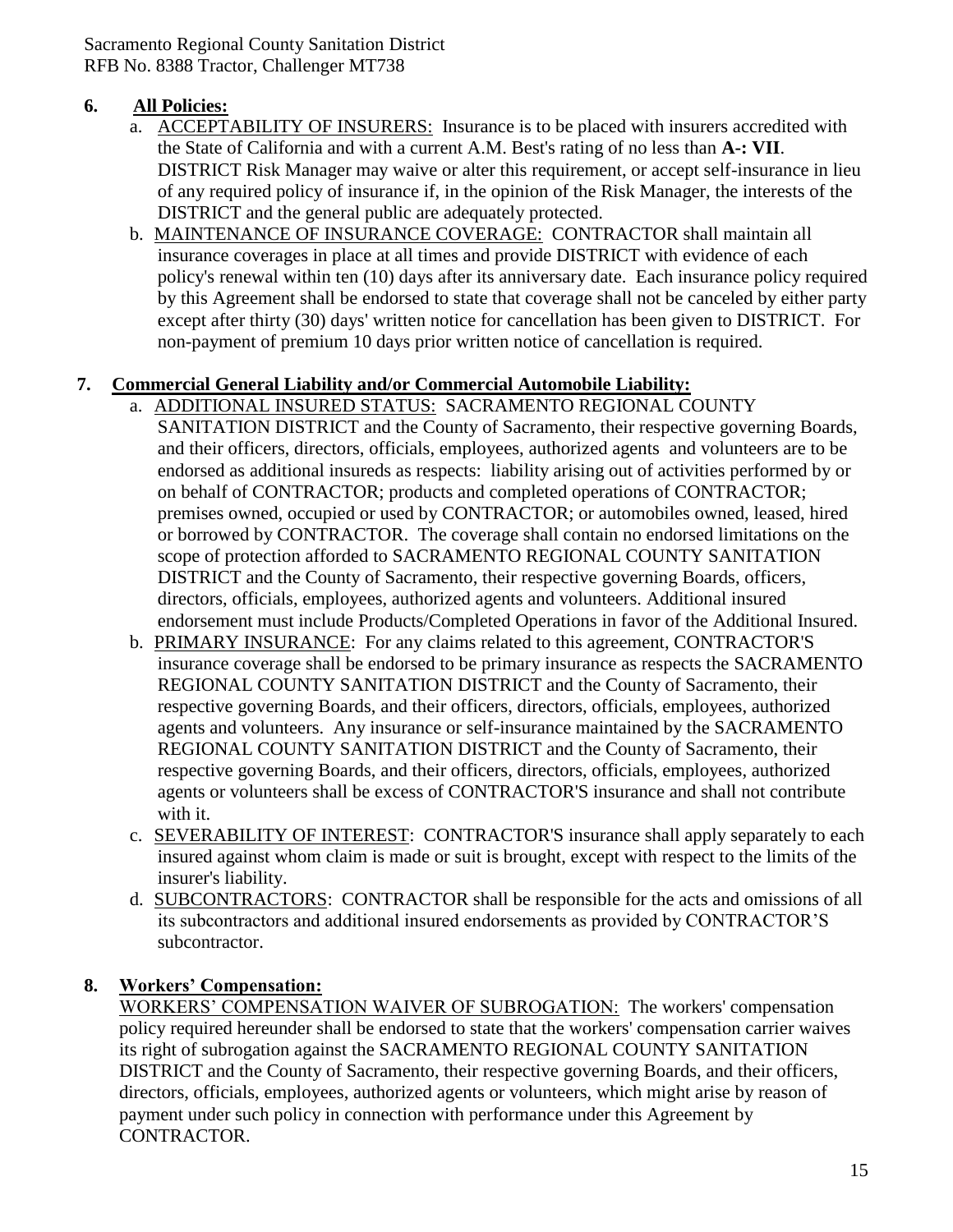**6. All Policies:**

a. ACCEPTABILITY OF INSURERS: Insurance is to be placed with insurers accredited with the State of California and with a current A.M. Best's rating of no less than **A-: VII**. DISTRICT Risk Manager may waive or alter this requirement, or accept self-insurance in lieu of any required policy of insurance if, in the opinion of the Risk Manager, the interests of the DISTRICT and the general public are adequately protected.

b. MAINTENANCE OF INSURANCE COVERAGE: CONTRACTOR shall maintain all insurance coverages in place at all times and provide DISTRICT with evidence of each policy's renewal within ten (10) days after its anniversary date. Each insurance policy required by this Agreement shall be endorsed to state that coverage shall not be canceled by either party except after thirty (30) days' written notice for cancellation has been given to DISTRICT. For non-payment of premium 10 days prior written notice of cancellation is required.

**7. Commercial General Liability and/or Commercial Automobile Liability:**

a. ADDITIONAL INSURED STATUS: SACRAMENTO REGIONAL COUNTY SANITATION DISTRICT and the County of Sacramento, their respective governing Boards, and their officers, directors, officials, employees, authorized agents and volunteers are to be endorsed as additional insureds as respects: liability arising out of activities performed by or on behalf of CONTRACTOR; products and completed operations of CONTRACTOR; premises owned, occupied or used by CONTRACTOR; or automobiles owned, leased, hired or borrowed by CONTRACTOR. The coverage shall contain no endorsed limitations on the scope of protection afforded to SACRAMENTO REGIONAL COUNTY SANITATION DISTRICT and the County of Sacramento, their respective governing Boards, officers, directors, officials, employees, authorized agents and volunteers. Additional insured endorsement must include Products/Completed Operations in favor of the Additional Insured.

b. PRIMARY INSURANCE: For any claims related to this agreement, CONTRACTOR'S insurance coverage shall be endorsed to be primary insurance as respects the SACRAMENTO REGIONAL COUNTY SANITATION DISTRICT and the County of Sacramento, their respective governing Boards, and their officers, directors, officials, employees, authorized agents and volunteers. Any insurance or self-insurance maintained by the SACRAMENTO REGIONAL COUNTY SANITATION DISTRICT and the County of Sacramento, their respective governing Boards, and their officers, directors, officials, employees, authorized agents or volunteers shall be excess of CONTRACTOR'S insurance and shall not contribute with it.

c. SEVERABILITY OF INTEREST: CONTRACTOR'S insurance shall apply separately to each insured against whom claim is made or suit is brought, except with respect to the limits of the insurer's liability.

d. SUBCONTRACTORS: CONTRACTOR shall be responsible for the acts and omissions of all its subcontractors and additional insured endorsements as provided by CONTRACTOR'S subcontractor.

**8. Workers' Compensation:**

WORKERS' COMPENSATION WAIVER OF SUBROGATION: The workers' compensation policy required hereunder shall be endorsed to state that the workers' compensation carrier waives its right of subrogation against the SACRAMENTO REGIONAL COUNTY SANITATION DISTRICT and the County of Sacramento, their respective governing Boards, and their officers, directors, officials, employees, authorized agents or volunteers, which might arise by reason of payment under such policy in connection with performance under this Agreement by CONTRACTOR.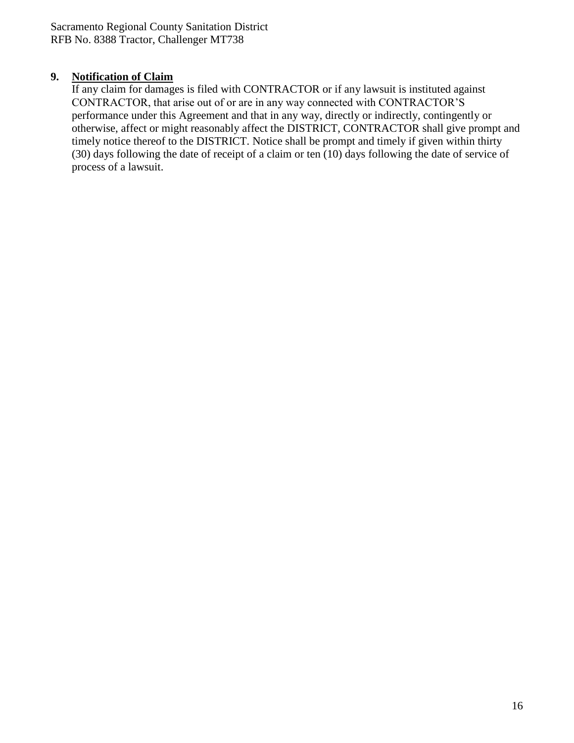**9. Notification of Claim**

If any claim for damages is filed with CONTRACTOR or if any lawsuit is instituted against CONTRACTOR, that arise out of or are in any way connected with CONTRACTOR'S performance under this Agreement and that in any way, directly or indirectly, contingently or otherwise, affect or might reasonably affect the DISTRICT, CONTRACTOR shall give prompt and timely notice thereof to the DISTRICT. Notice shall be prompt and timely if given within thirty (30) days following the date of receipt of a claim or ten (10) days following the date of service of process of a lawsuit.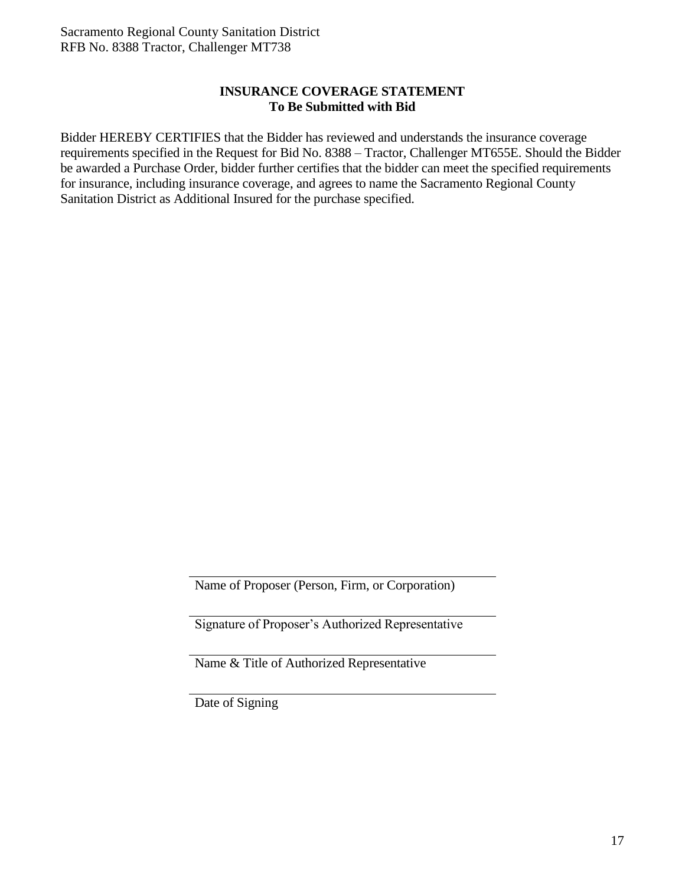## INSURANCE COVERAGE STATEMENT
### To Be Submitted with Bid

Bidder HEREBY CERTIFIES that the Bidder has reviewed and understands the insurance coverage requirements specified in the Request for Bid No. 8388 – Tractor, Challenger MT655E. Should the Bidder be awarded a Purchase Order, bidder further certifies that the bidder can meet the specified requirements for insurance, including insurance coverage, and agrees to name the Sacramento Regional County Sanitation District as Additional Insured for the purchase specified.

\_\_\_\_\_\_\_\_\_\_\_\_\_\_\_\_\_\_\_\_\_\_\_\_\_\_\_\_\_\_\_\_\_\_\_\_\_\_\_\_
Name of Proposer (Person, Firm, or Corporation)

\_\_\_\_\_\_\_\_\_\_\_\_\_\_\_\_\_\_\_\_\_\_\_\_\_\_\_\_\_\_\_\_\_\_\_\_\_\_\_\_
Signature of Proposer's Authorized Representative

\_\_\_\_\_\_\_\_\_\_\_\_\_\_\_\_\_\_\_\_\_\_\_\_\_\_\_\_\_\_\_\_\_\_\_\_\_\_\_\_
Name & Title of Authorized Representative

\_\_\_\_\_\_\_\_\_\_\_\_\_\_\_\_\_\_\_\_\_\_\_\_\_\_\_\_\_\_\_\_\_\_\_\_\_\_\_\_
Date of Signing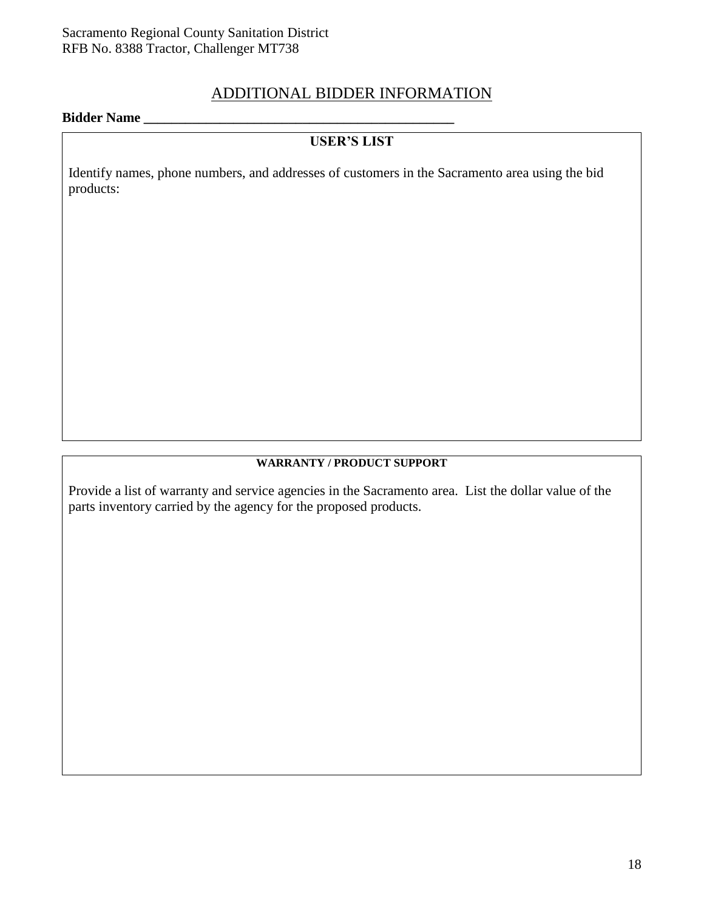Sacramento Regional County Sanitation District
RFB No. 8388 Tractor, Challenger MT738

## ADDITIONAL BIDDER INFORMATION

**Bidder Name ______________________________________________**

**USER'S LIST**

Identify names, phone numbers, and addresses of customers in the Sacramento area using the bid products:

**WARRANTY / PRODUCT SUPPORT**

Provide a list of warranty and service agencies in the Sacramento area. List the dollar value of the parts inventory carried by the agency for the proposed products.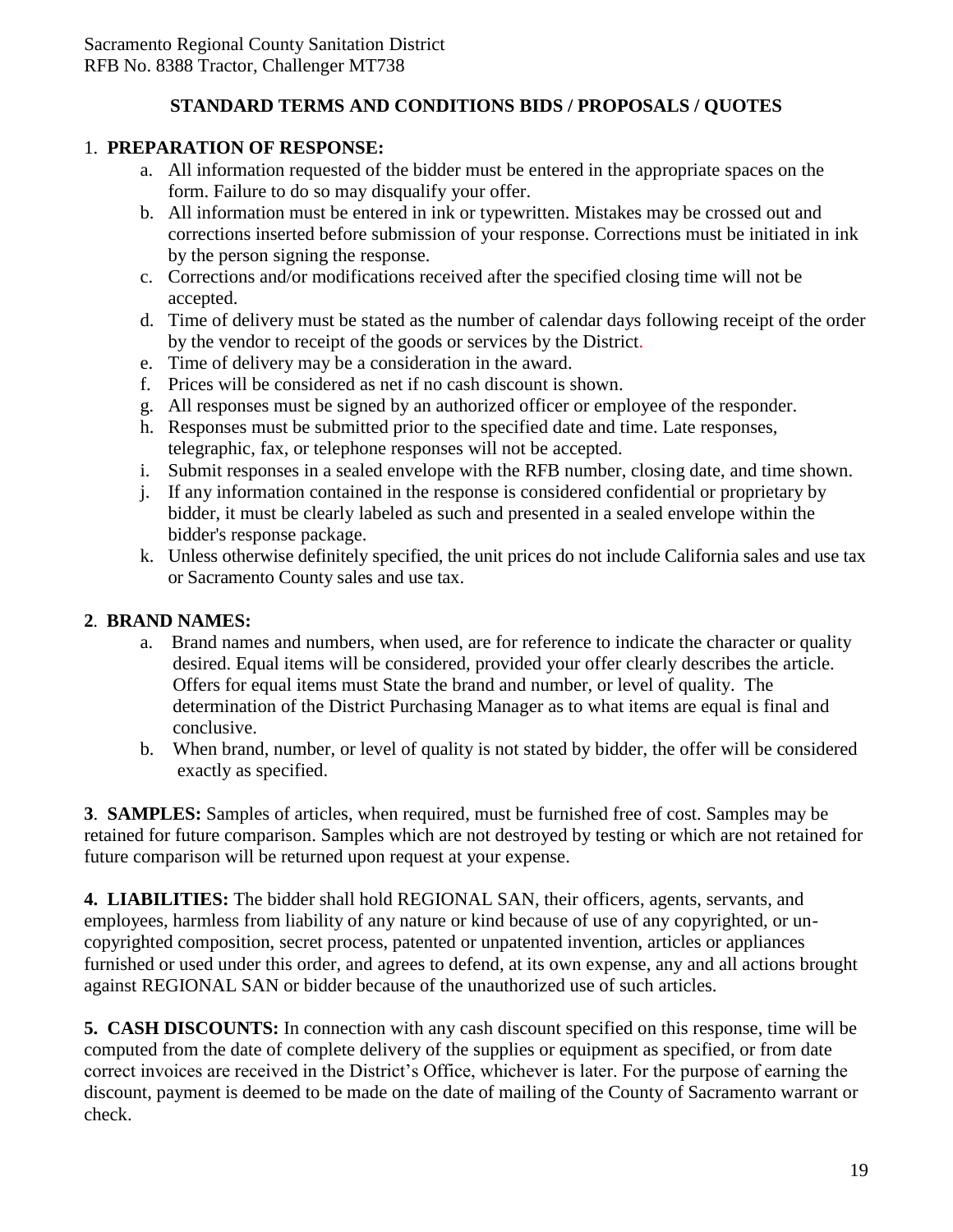## STANDARD TERMS AND CONDITIONS BIDS / PROPOSALS / QUOTES

1. **PREPARATION OF RESPONSE:**
   a. All information requested of the bidder must be entered in the appropriate spaces on the form. Failure to do so may disqualify your offer.
   b. All information must be entered in ink or typewritten. Mistakes may be crossed out and corrections inserted before submission of your response. Corrections must be initiated in ink by the person signing the response.
   c. Corrections and/or modifications received after the specified closing time will not be accepted.
   d. Time of delivery must be stated as the number of calendar days following receipt of the order by the vendor to receipt of the goods or services by the District.
   e. Time of delivery may be a consideration in the award.
   f. Prices will be considered as net if no cash discount is shown.
   g. All responses must be signed by an authorized officer or employee of the responder.
   h. Responses must be submitted prior to the specified date and time. Late responses, telegraphic, fax, or telephone responses will not be accepted.
   i. Submit responses in a sealed envelope with the RFB number, closing date, and time shown.
   j. If any information contained in the response is considered confidential or proprietary by bidder, it must be clearly labeled as such and presented in a sealed envelope within the bidder's response package.
   k. Unless otherwise definitely specified, the unit prices do not include California sales and use tax or Sacramento County sales and use tax.

**2. BRAND NAMES:**
   a. Brand names and numbers, when used, are for reference to indicate the character or quality desired. Equal items will be considered, provided your offer clearly describes the article. Offers for equal items must State the brand and number, or level of quality. The determination of the District Purchasing Manager as to what items are equal is final and conclusive.
   b. When brand, number, or level of quality is not stated by bidder, the offer will be considered exactly as specified.

**3. SAMPLES:** Samples of articles, when required, must be furnished free of cost. Samples may be retained for future comparison. Samples which are not destroyed by testing or which are not retained for future comparison will be returned upon request at your expense.

**4. LIABILITIES:** The bidder shall hold REGIONAL SAN, their officers, agents, servants, and employees, harmless from liability of any nature or kind because of use of any copyrighted, or un-copyrighted composition, secret process, patented or unpatented invention, articles or appliances furnished or used under this order, and agrees to defend, at its own expense, any and all actions brought against REGIONAL SAN or bidder because of the unauthorized use of such articles.

**5. CASH DISCOUNTS:** In connection with any cash discount specified on this response, time will be computed from the date of complete delivery of the supplies or equipment as specified, or from date correct invoices are received in the District's Office, whichever is later. For the purpose of earning the discount, payment is deemed to be made on the date of mailing of the County of Sacramento warrant or check.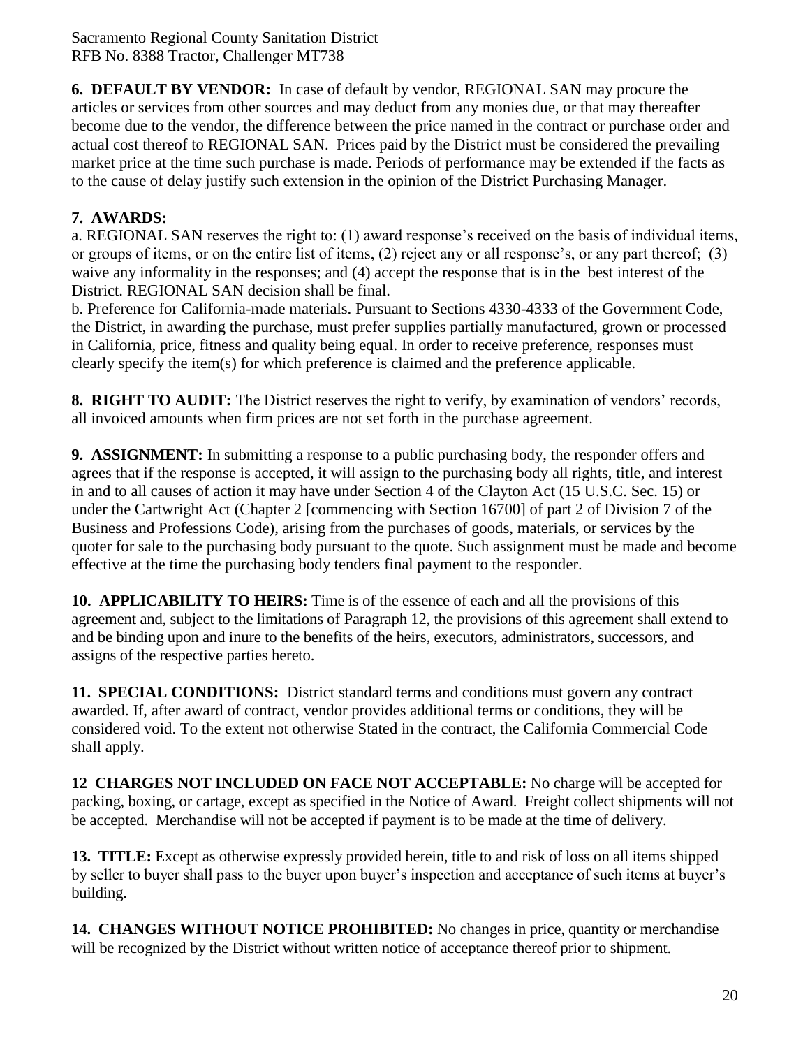**6. DEFAULT BY VENDOR:** In case of default by vendor, REGIONAL SAN may procure the articles or services from other sources and may deduct from any monies due, or that may thereafter become due to the vendor, the difference between the price named in the contract or purchase order and actual cost thereof to REGIONAL SAN. Prices paid by the District must be considered the prevailing market price at the time such purchase is made. Periods of performance may be extended if the facts as to the cause of delay justify such extension in the opinion of the District Purchasing Manager.

**7. AWARDS:**

a. REGIONAL SAN reserves the right to: (1) award response's received on the basis of individual items, or groups of items, or on the entire list of items, (2) reject any or all response's, or any part thereof; (3) waive any informality in the responses; and (4) accept the response that is in the best interest of the District. REGIONAL SAN decision shall be final.

b. Preference for California-made materials. Pursuant to Sections 4330-4333 of the Government Code, the District, in awarding the purchase, must prefer supplies partially manufactured, grown or processed in California, price, fitness and quality being equal. In order to receive preference, responses must clearly specify the item(s) for which preference is claimed and the preference applicable.

**8. RIGHT TO AUDIT:** The District reserves the right to verify, by examination of vendors' records, all invoiced amounts when firm prices are not set forth in the purchase agreement.

**9. ASSIGNMENT:** In submitting a response to a public purchasing body, the responder offers and agrees that if the response is accepted, it will assign to the purchasing body all rights, title, and interest in and to all causes of action it may have under Section 4 of the Clayton Act (15 U.S.C. Sec. 15) or under the Cartwright Act (Chapter 2 [commencing with Section 16700] of part 2 of Division 7 of the Business and Professions Code), arising from the purchases of goods, materials, or services by the quoter for sale to the purchasing body pursuant to the quote. Such assignment must be made and become effective at the time the purchasing body tenders final payment to the responder.

**10. APPLICABILITY TO HEIRS:** Time is of the essence of each and all the provisions of this agreement and, subject to the limitations of Paragraph 12, the provisions of this agreement shall extend to and be binding upon and inure to the benefits of the heirs, executors, administrators, successors, and assigns of the respective parties hereto.

**11. SPECIAL CONDITIONS:** District standard terms and conditions must govern any contract awarded. If, after award of contract, vendor provides additional terms or conditions, they will be considered void. To the extent not otherwise Stated in the contract, the California Commercial Code shall apply.

**12 CHARGES NOT INCLUDED ON FACE NOT ACCEPTABLE:** No charge will be accepted for packing, boxing, or cartage, except as specified in the Notice of Award. Freight collect shipments will not be accepted. Merchandise will not be accepted if payment is to be made at the time of delivery.

**13. TITLE:** Except as otherwise expressly provided herein, title to and risk of loss on all items shipped by seller to buyer shall pass to the buyer upon buyer's inspection and acceptance of such items at buyer's building.

**14. CHANGES WITHOUT NOTICE PROHIBITED:** No changes in price, quantity or merchandise will be recognized by the District without written notice of acceptance thereof prior to shipment.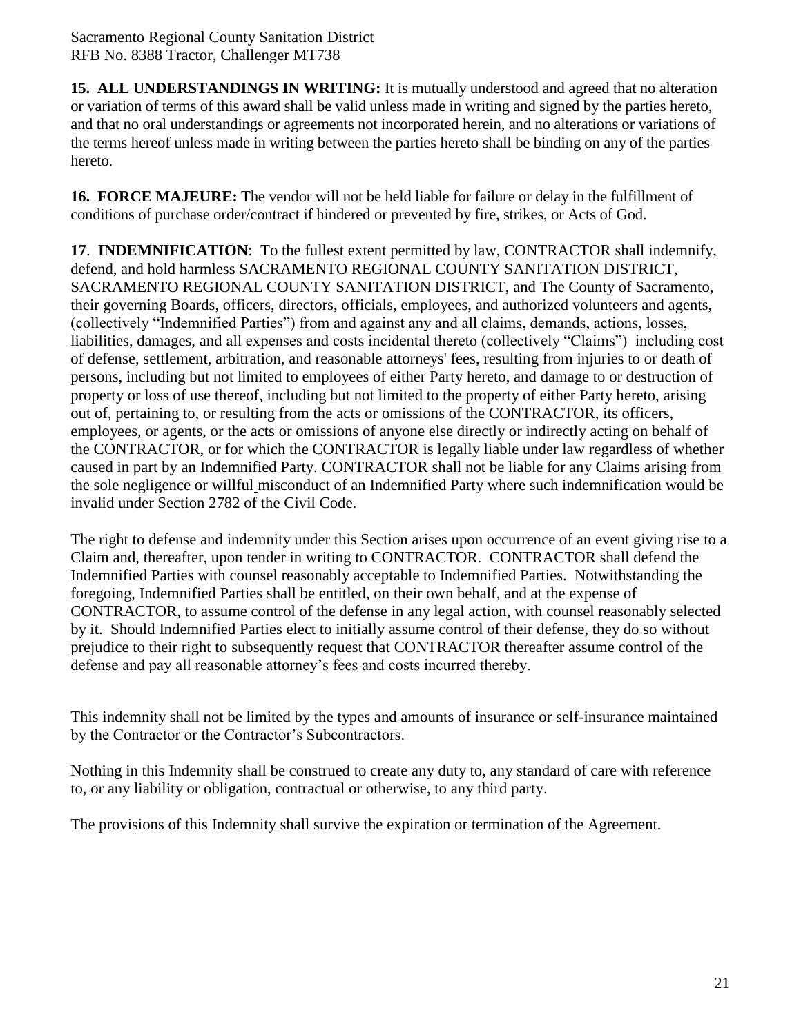**15. ALL UNDERSTANDINGS IN WRITING:** It is mutually understood and agreed that no alteration or variation of terms of this award shall be valid unless made in writing and signed by the parties hereto, and that no oral understandings or agreements not incorporated herein, and no alterations or variations of the terms hereof unless made in writing between the parties hereto shall be binding on any of the parties hereto.

**16. FORCE MAJEURE:** The vendor will not be held liable for failure or delay in the fulfillment of conditions of purchase order/contract if hindered or prevented by fire, strikes, or Acts of God.

**17**. **INDEMNIFICATION**: To the fullest extent permitted by law, CONTRACTOR shall indemnify, defend, and hold harmless SACRAMENTO REGIONAL COUNTY SANITATION DISTRICT, SACRAMENTO REGIONAL COUNTY SANITATION DISTRICT, and The County of Sacramento, their governing Boards, officers, directors, officials, employees, and authorized volunteers and agents, (collectively "Indemnified Parties") from and against any and all claims, demands, actions, losses, liabilities, damages, and all expenses and costs incidental thereto (collectively "Claims") including cost of defense, settlement, arbitration, and reasonable attorneys' fees, resulting from injuries to or death of persons, including but not limited to employees of either Party hereto, and damage to or destruction of property or loss of use thereof, including but not limited to the property of either Party hereto, arising out of, pertaining to, or resulting from the acts or omissions of the CONTRACTOR, its officers, employees, or agents, or the acts or omissions of anyone else directly or indirectly acting on behalf of the CONTRACTOR, or for which the CONTRACTOR is legally liable under law regardless of whether caused in part by an Indemnified Party. CONTRACTOR shall not be liable for any Claims arising from the sole negligence or willful misconduct of an Indemnified Party where such indemnification would be invalid under Section 2782 of the Civil Code.

The right to defense and indemnity under this Section arises upon occurrence of an event giving rise to a Claim and, thereafter, upon tender in writing to CONTRACTOR. CONTRACTOR shall defend the Indemnified Parties with counsel reasonably acceptable to Indemnified Parties. Notwithstanding the foregoing, Indemnified Parties shall be entitled, on their own behalf, and at the expense of CONTRACTOR, to assume control of the defense in any legal action, with counsel reasonably selected by it. Should Indemnified Parties elect to initially assume control of their defense, they do so without prejudice to their right to subsequently request that CONTRACTOR thereafter assume control of the defense and pay all reasonable attorney's fees and costs incurred thereby.

This indemnity shall not be limited by the types and amounts of insurance or self-insurance maintained by the Contractor or the Contractor's Subcontractors.

Nothing in this Indemnity shall be construed to create any duty to, any standard of care with reference to, or any liability or obligation, contractual or otherwise, to any third party.

The provisions of this Indemnity shall survive the expiration or termination of the Agreement.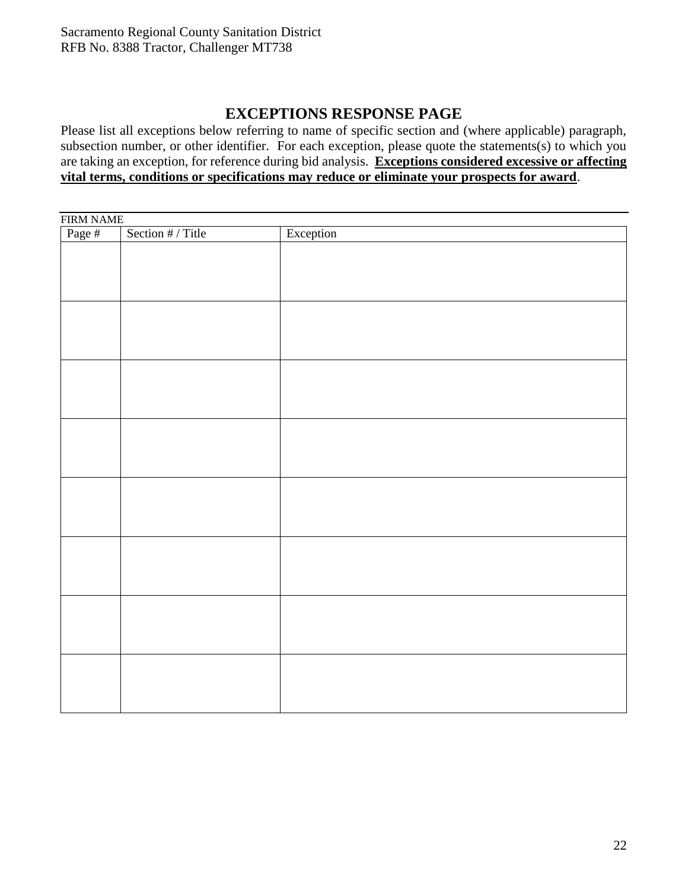# EXCEPTIONS RESPONSE PAGE

Please list all exceptions below referring to name of specific section and (where applicable) paragraph, subsection number, or other identifier. For each exception, please quote the statements(s) to which you are taking an exception, for reference during bid analysis. **Exceptions considered excessive or affecting vital terms, conditions or specifications may reduce or eliminate your prospects for award**.

FIRM NAME

| Page # | Section # / Title | Exception |
|---|---|---|
| | | |
| | | |
| | | |
| | | |
| | | |
| | | |
| | | |
| | | |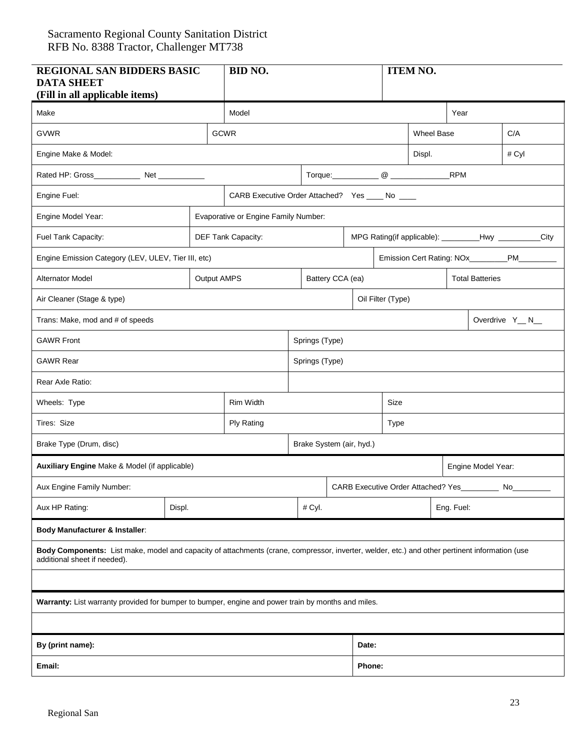Sacramento Regional County Sanitation District
RFB No. 8388 Tractor, Challenger MT738

| **REGIONAL SAN BIDDERS BASIC DATA SHEET (Fill in all applicable items)** | **BID NO.** | **ITEM NO.** |
|---|---|---|

| | | |
|---|---|---|
| Make | Model | Year |

| | | | |
|---|---|---|---|
| GVWR | GCWR | Wheel Base | C/A |
| Engine Make & Model: | | Displ. | # Cyl |

| | |
|---|---|
| Rated HP: Gross___________ Net ___________ | Torque:___________ @ ______________RPM |
| Engine Fuel: | CARB Executive Order Attached? Yes ____ No ____ |
| Engine Model Year: | Evaporative or Engine Family Number: |

| | | |
|---|---|---|
| Fuel Tank Capacity: | DEF Tank Capacity: | MPG Rating(if applicable): _________Hwy __________City |

| | |
|---|---|
| Engine Emission Category (LEV, ULEV, Tier III, etc) | Emission Cert Rating: NOx_________PM_________ |

| | | | |
|---|---|---|---|
| Alternator Model | Output AMPS | Battery CCA (ea) | Total Batteries |

| | |
|---|---|
| Air Cleaner (Stage & type) | Oil Filter (Type) |
| Trans: Make, mod and # of speeds | Overdrive Y__ N__ |
| GAWR Front | Springs (Type) |
| GAWR Rear | Springs (Type) |
| Rear Axle Ratio: | |

| | | |
|---|---|---|
| Wheels: Type | Rim Width | Size |
| Tires: Size | Ply Rating | Type |

| | |
|---|---|
| Brake Type (Drum, disc) | Brake System (air, hyd.) |
| **Auxiliary Engine** Make & Model (if applicable) | Engine Model Year: |
| Aux Engine Family Number: | CARB Executive Order Attached? Yes_________ No_________ |

| | | | |
|---|---|---|---|
| Aux HP Rating: | Displ. | # Cyl. | Eng. Fuel: |

| |
|---|
| **Body Manufacturer & Installer**: |
| **Body Components:** List make, model and capacity of attachments (crane, compressor, inverter, welder, etc.) and other pertinent information (use additional sheet if needed). |
| |
| **Warranty:** List warranty provided for bumper to bumper, engine and power train by months and miles. |
| |

| | |
|---|---|
| **By (print name):** | **Date:** |
| **Email:** | **Phone:** |

Regional San